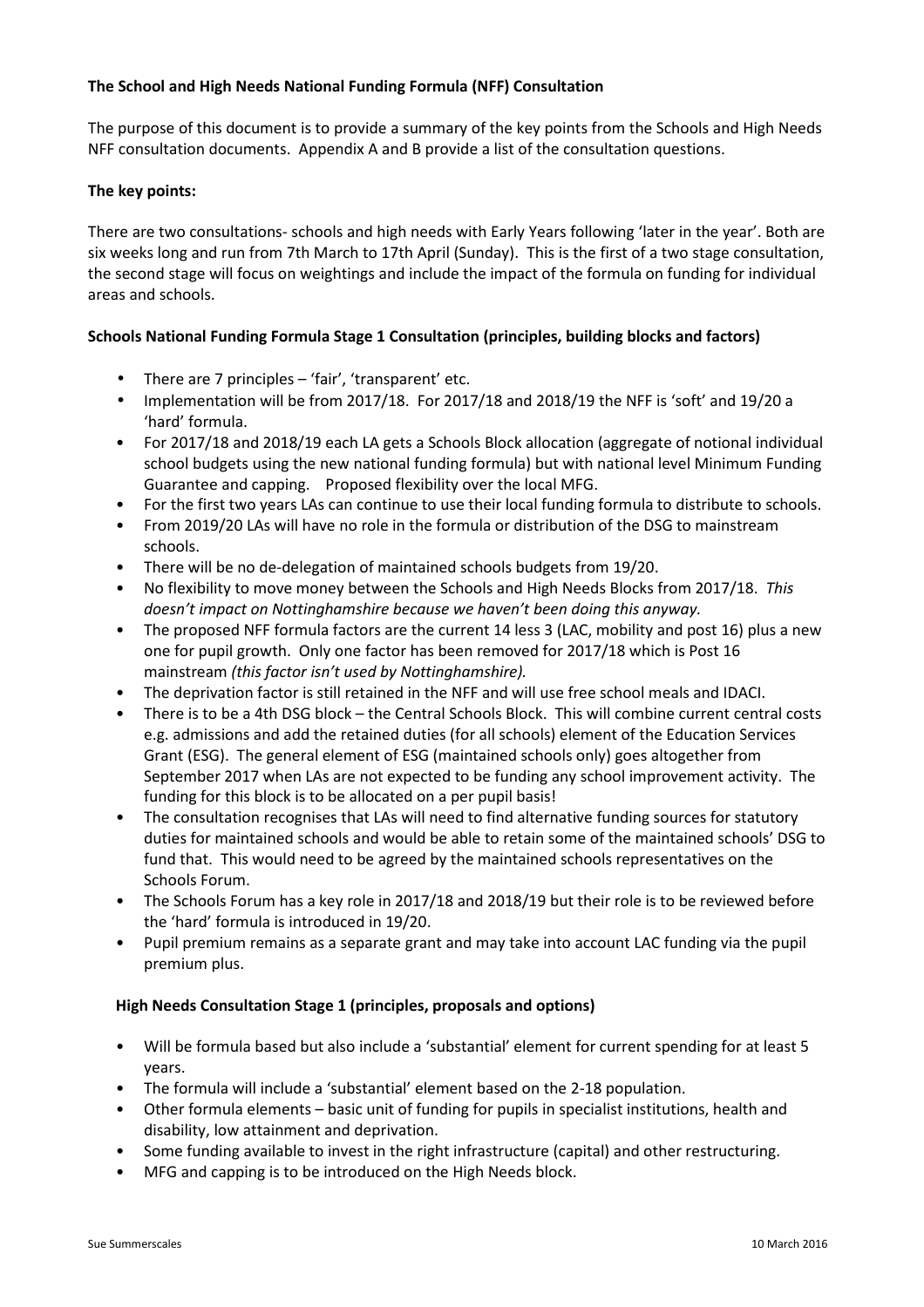**The School and High Needs National Funding Formula (NFF) Consultation**

The purpose of this document is to provide a summary of the key points from the Schools and High Needs NFF consultation documents. Appendix A and B provide a list of the consultation questions.

**The key points:**

There are two consultations- schools and high needs with Early Years following 'later in the year'. Both are six weeks long and run from 7th March to 17th April (Sunday). This is the first of a two stage consultation, the second stage will focus on weightings and include the impact of the formula on funding for individual areas and schools.

**Schools National Funding Formula Stage 1 Consultation (principles, building blocks and factors)**

- There are 7 principles – 'fair', 'transparent' etc.
- Implementation will be from 2017/18. For 2017/18 and 2018/19 the NFF is 'soft' and 19/20 a 'hard' formula.
- For 2017/18 and 2018/19 each LA gets a Schools Block allocation (aggregate of notional individual school budgets using the new national funding formula) but with national level Minimum Funding Guarantee and capping. Proposed flexibility over the local MFG.
- For the first two years LAs can continue to use their local funding formula to distribute to schools.
- From 2019/20 LAs will have no role in the formula or distribution of the DSG to mainstream schools.
- There will be no de-delegation of maintained schools budgets from 19/20.
- No flexibility to move money between the Schools and High Needs Blocks from 2017/18. *This doesn't impact on Nottinghamshire because we haven't been doing this anyway.*
- The proposed NFF formula factors are the current 14 less 3 (LAC, mobility and post 16) plus a new one for pupil growth. Only one factor has been removed for 2017/18 which is Post 16 mainstream *(this factor isn't used by Nottinghamshire).*
- The deprivation factor is still retained in the NFF and will use free school meals and IDACI.
- There is to be a 4th DSG block – the Central Schools Block. This will combine current central costs e.g. admissions and add the retained duties (for all schools) element of the Education Services Grant (ESG). The general element of ESG (maintained schools only) goes altogether from September 2017 when LAs are not expected to be funding any school improvement activity. The funding for this block is to be allocated on a per pupil basis!
- The consultation recognises that LAs will need to find alternative funding sources for statutory duties for maintained schools and would be able to retain some of the maintained schools' DSG to fund that. This would need to be agreed by the maintained schools representatives on the Schools Forum.
- The Schools Forum has a key role in 2017/18 and 2018/19 but their role is to be reviewed before the 'hard' formula is introduced in 19/20.
- Pupil premium remains as a separate grant and may take into account LAC funding via the pupil premium plus.

**High Needs Consultation Stage 1 (principles, proposals and options)**

- Will be formula based but also include a 'substantial' element for current spending for at least 5 years.
- The formula will include a 'substantial' element based on the 2-18 population.
- Other formula elements – basic unit of funding for pupils in specialist institutions, health and disability, low attainment and deprivation.
- Some funding available to invest in the right infrastructure (capital) and other restructuring.
- MFG and capping is to be introduced on the High Needs block.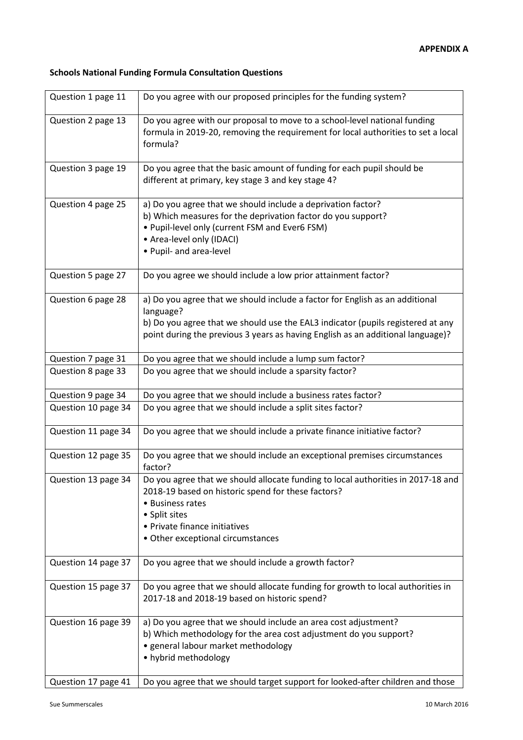**APPENDIX A**

**Schools National Funding Formula Consultation Questions**

| | |
|---|---|
| Question 1 page 11 | Do you agree with our proposed principles for the funding system? |
| Question 2 page 13 | Do you agree with our proposal to move to a school-level national funding formula in 2019-20, removing the requirement for local authorities to set a local formula? |
| Question 3 page 19 | Do you agree that the basic amount of funding for each pupil should be different at primary, key stage 3 and key stage 4? |
| Question 4 page 25 | a) Do you agree that we should include a deprivation factor?<br>b) Which measures for the deprivation factor do you support?<br>• Pupil-level only (current FSM and Ever6 FSM)<br>• Area-level only (IDACI)<br>• Pupil- and area-level |
| Question 5 page 27 | Do you agree we should include a low prior attainment factor? |
| Question 6 page 28 | a) Do you agree that we should include a factor for English as an additional language?<br>b) Do you agree that we should use the EAL3 indicator (pupils registered at any point during the previous 3 years as having English as an additional language)? |
| Question 7 page 31 | Do you agree that we should include a lump sum factor? |
| Question 8 page 33 | Do you agree that we should include a sparsity factor? |
| Question 9 page 34 | Do you agree that we should include a business rates factor? |
| Question 10 page 34 | Do you agree that we should include a split sites factor? |
| Question 11 page 34 | Do you agree that we should include a private finance initiative factor? |
| Question 12 page 35 | Do you agree that we should include an exceptional premises circumstances factor? |
| Question 13 page 34 | Do you agree that we should allocate funding to local authorities in 2017-18 and 2018-19 based on historic spend for these factors?<br>• Business rates<br>• Split sites<br>• Private finance initiatives<br>• Other exceptional circumstances |
| Question 14 page 37 | Do you agree that we should include a growth factor? |
| Question 15 page 37 | Do you agree that we should allocate funding for growth to local authorities in 2017-18 and 2018-19 based on historic spend? |
| Question 16 page 39 | a) Do you agree that we should include an area cost adjustment?<br>b) Which methodology for the area cost adjustment do you support?<br>• general labour market methodology<br>• hybrid methodology |
| Question 17 page 41 | Do you agree that we should target support for looked-after children and those |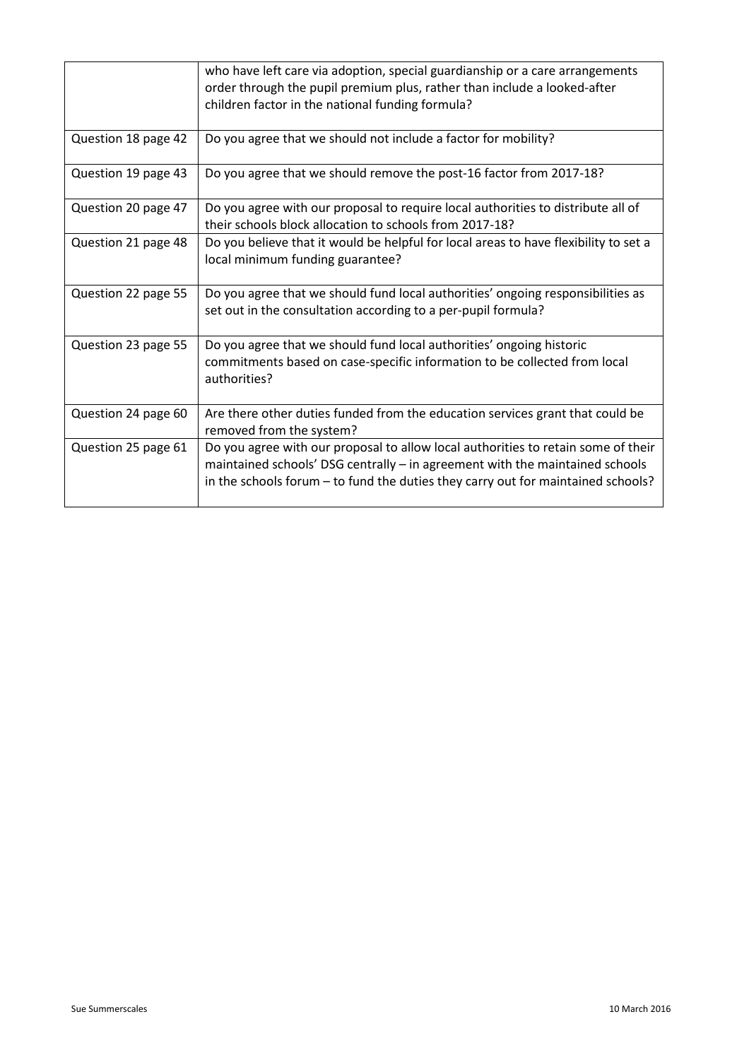| | |
|---|---|
| | who have left care via adoption, special guardianship or a care arrangements order through the pupil premium plus, rather than include a looked-after children factor in the national funding formula? |
| Question 18 page 42 | Do you agree that we should not include a factor for mobility? |
| Question 19 page 43 | Do you agree that we should remove the post-16 factor from 2017-18? |
| Question 20 page 47 | Do you agree with our proposal to require local authorities to distribute all of their schools block allocation to schools from 2017-18? |
| Question 21 page 48 | Do you believe that it would be helpful for local areas to have flexibility to set a local minimum funding guarantee? |
| Question 22 page 55 | Do you agree that we should fund local authorities' ongoing responsibilities as set out in the consultation according to a per-pupil formula? |
| Question 23 page 55 | Do you agree that we should fund local authorities' ongoing historic commitments based on case-specific information to be collected from local authorities? |
| Question 24 page 60 | Are there other duties funded from the education services grant that could be removed from the system? |
| Question 25 page 61 | Do you agree with our proposal to allow local authorities to retain some of their maintained schools' DSG centrally – in agreement with the maintained schools in the schools forum – to fund the duties they carry out for maintained schools? |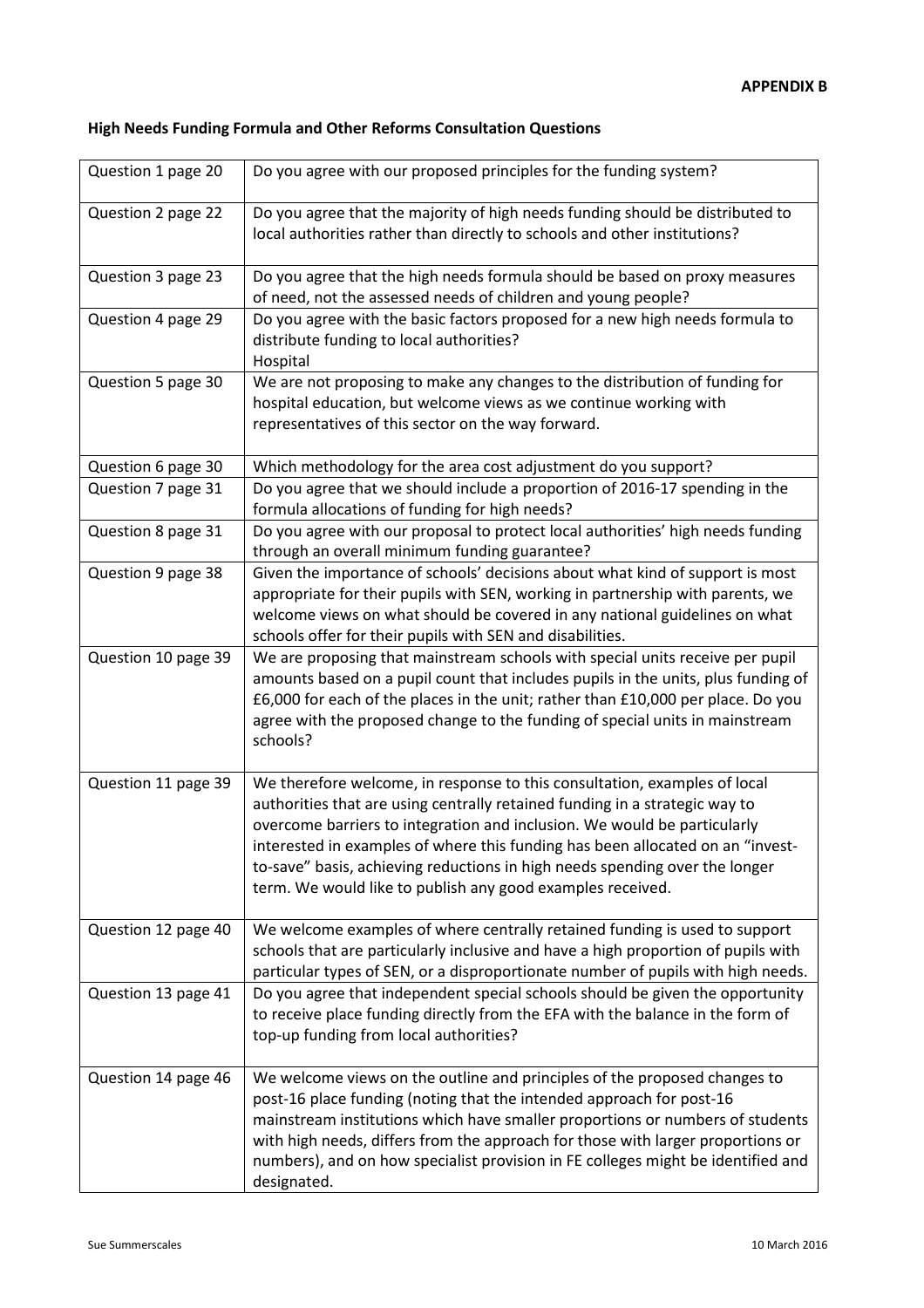**APPENDIX B**

**High Needs Funding Formula and Other Reforms Consultation Questions**

| | |
|---|---|
| Question 1 page 20 | Do you agree with our proposed principles for the funding system? |
| Question 2 page 22 | Do you agree that the majority of high needs funding should be distributed to local authorities rather than directly to schools and other institutions? |
| Question 3 page 23 | Do you agree that the high needs formula should be based on proxy measures of need, not the assessed needs of children and young people? |
| Question 4 page 29 | Do you agree with the basic factors proposed for a new high needs formula to distribute funding to local authorities?<br>Hospital |
| Question 5 page 30 | We are not proposing to make any changes to the distribution of funding for hospital education, but welcome views as we continue working with representatives of this sector on the way forward. |
| Question 6 page 30 | Which methodology for the area cost adjustment do you support? |
| Question 7 page 31 | Do you agree that we should include a proportion of 2016-17 spending in the formula allocations of funding for high needs? |
| Question 8 page 31 | Do you agree with our proposal to protect local authorities' high needs funding through an overall minimum funding guarantee? |
| Question 9 page 38 | Given the importance of schools' decisions about what kind of support is most appropriate for their pupils with SEN, working in partnership with parents, we welcome views on what should be covered in any national guidelines on what schools offer for their pupils with SEN and disabilities. |
| Question 10 page 39 | We are proposing that mainstream schools with special units receive per pupil amounts based on a pupil count that includes pupils in the units, plus funding of £6,000 for each of the places in the unit; rather than £10,000 per place. Do you agree with the proposed change to the funding of special units in mainstream schools? |
| Question 11 page 39 | We therefore welcome, in response to this consultation, examples of local authorities that are using centrally retained funding in a strategic way to overcome barriers to integration and inclusion. We would be particularly interested in examples of where this funding has been allocated on an "invest-to-save" basis, achieving reductions in high needs spending over the longer term. We would like to publish any good examples received. |
| Question 12 page 40 | We welcome examples of where centrally retained funding is used to support schools that are particularly inclusive and have a high proportion of pupils with particular types of SEN, or a disproportionate number of pupils with high needs. |
| Question 13 page 41 | Do you agree that independent special schools should be given the opportunity to receive place funding directly from the EFA with the balance in the form of top-up funding from local authorities? |
| Question 14 page 46 | We welcome views on the outline and principles of the proposed changes to post-16 place funding (noting that the intended approach for post-16 mainstream institutions which have smaller proportions or numbers of students with high needs, differs from the approach for those with larger proportions or numbers), and on how specialist provision in FE colleges might be identified and designated. |

Sue Summerscales 10 March 2016